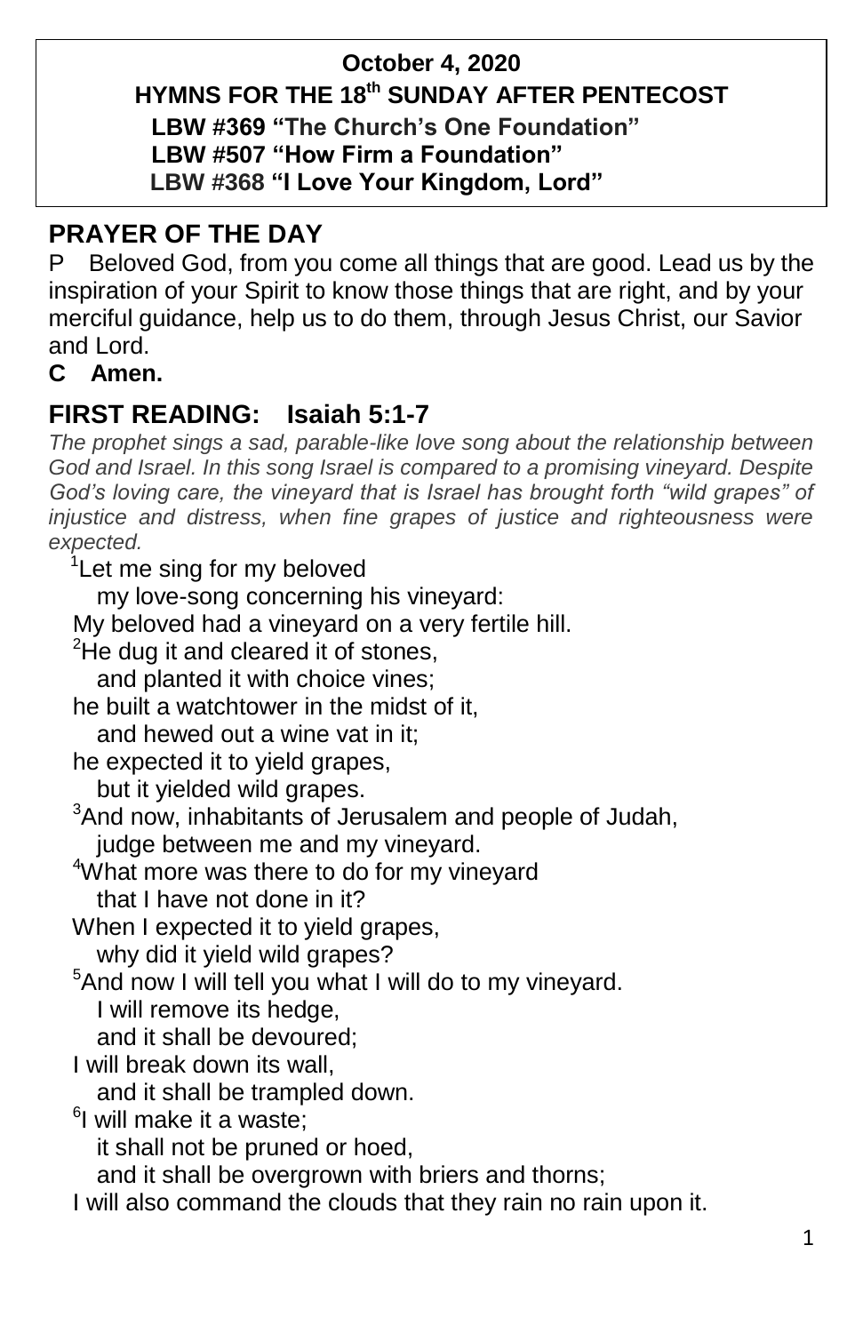**October 4, 2020**

**HYMNS FOR THE 18th SUNDAY AFTER PENTECOST**

**LBW #369 "The Church's One Foundation"**
**LBW #507 "How Firm a Foundation"**
**LBW #368 "I Love Your Kingdom, Lord"**

## PRAYER OF THE DAY

P Beloved God, from you come all things that are good. Lead us by the inspiration of your Spirit to know those things that are right, and by your merciful guidance, help us to do them, through Jesus Christ, our Savior and Lord.

**C Amen.**

## FIRST READING: Isaiah 5:1-7

*The prophet sings a sad, parable-like love song about the relationship between God and Israel. In this song Israel is compared to a promising vineyard. Despite God's loving care, the vineyard that is Israel has brought forth "wild grapes" of injustice and distress, when fine grapes of justice and righteousness were expected.*

[1]Let me sing for my beloved
my love-song concerning his vineyard:
My beloved had a vineyard on a very fertile hill.
[2]He dug it and cleared it of stones,
and planted it with choice vines;
he built a watchtower in the midst of it,
and hewed out a wine vat in it;
he expected it to yield grapes,
but it yielded wild grapes.
[3]And now, inhabitants of Jerusalem and people of Judah,
judge between me and my vineyard.
[4]What more was there to do for my vineyard
that I have not done in it?
When I expected it to yield grapes,
why did it yield wild grapes?
[5]And now I will tell you what I will do to my vineyard.
I will remove its hedge,
and it shall be devoured;
I will break down its wall,
and it shall be trampled down.
[6]I will make it a waste;
it shall not be pruned or hoed,
and it shall be overgrown with briers and thorns;
I will also command the clouds that they rain no rain upon it.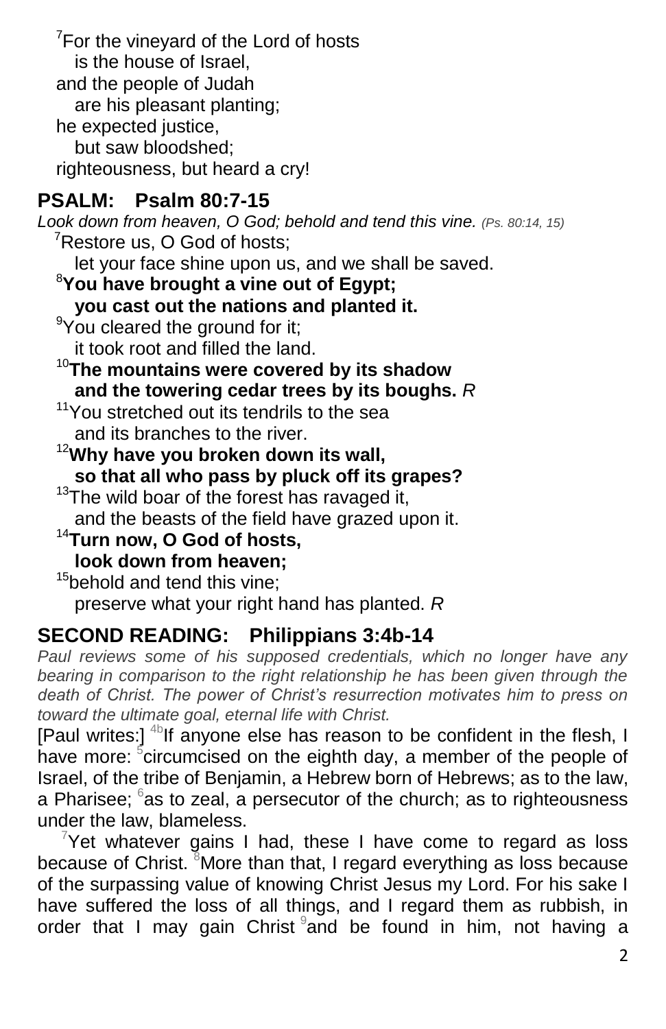[7]For the vineyard of the Lord of hosts
is the house of Israel,
and the people of Judah
are his pleasant planting;
he expected justice,
but saw bloodshed;
righteousness, but heard a cry!

## PSALM: Psalm 80:7-15

*Look down from heaven, O God; behold and tend this vine. (Ps. 80:14, 15)*

[7]Restore us, O God of hosts;
let your face shine upon us, and we shall be saved.
**[8]You have brought a vine out of Egypt;**
**you cast out the nations and planted it.**
[9]You cleared the ground for it;
it took root and filled the land.
**[10]The mountains were covered by its shadow**
**and the towering cedar trees by its boughs.** *R*
[11]You stretched out its tendrils to the sea
and its branches to the river.
**[12]Why have you broken down its wall,**
**so that all who pass by pluck off its grapes?**
[13]The wild boar of the forest has ravaged it,
and the beasts of the field have grazed upon it.
**[14]Turn now, O God of hosts,**
**look down from heaven;**
[15]behold and tend this vine;
preserve what your right hand has planted. *R*

## SECOND READING: Philippians 3:4b-14

*Paul reviews some of his supposed credentials, which no longer have any bearing in comparison to the right relationship he has been given through the death of Christ. The power of Christ's resurrection motivates him to press on toward the ultimate goal, eternal life with Christ.*

[Paul writes:] [4b]If anyone else has reason to be confident in the flesh, I have more: [5]circumcised on the eighth day, a member of the people of Israel, of the tribe of Benjamin, a Hebrew born of Hebrews; as to the law, a Pharisee; [6]as to zeal, a persecutor of the church; as to righteousness under the law, blameless.

[7]Yet whatever gains I had, these I have come to regard as loss because of Christ. [8]More than that, I regard everything as loss because of the surpassing value of knowing Christ Jesus my Lord. For his sake I have suffered the loss of all things, and I regard them as rubbish, in order that I may gain Christ [9]and be found in him, not having a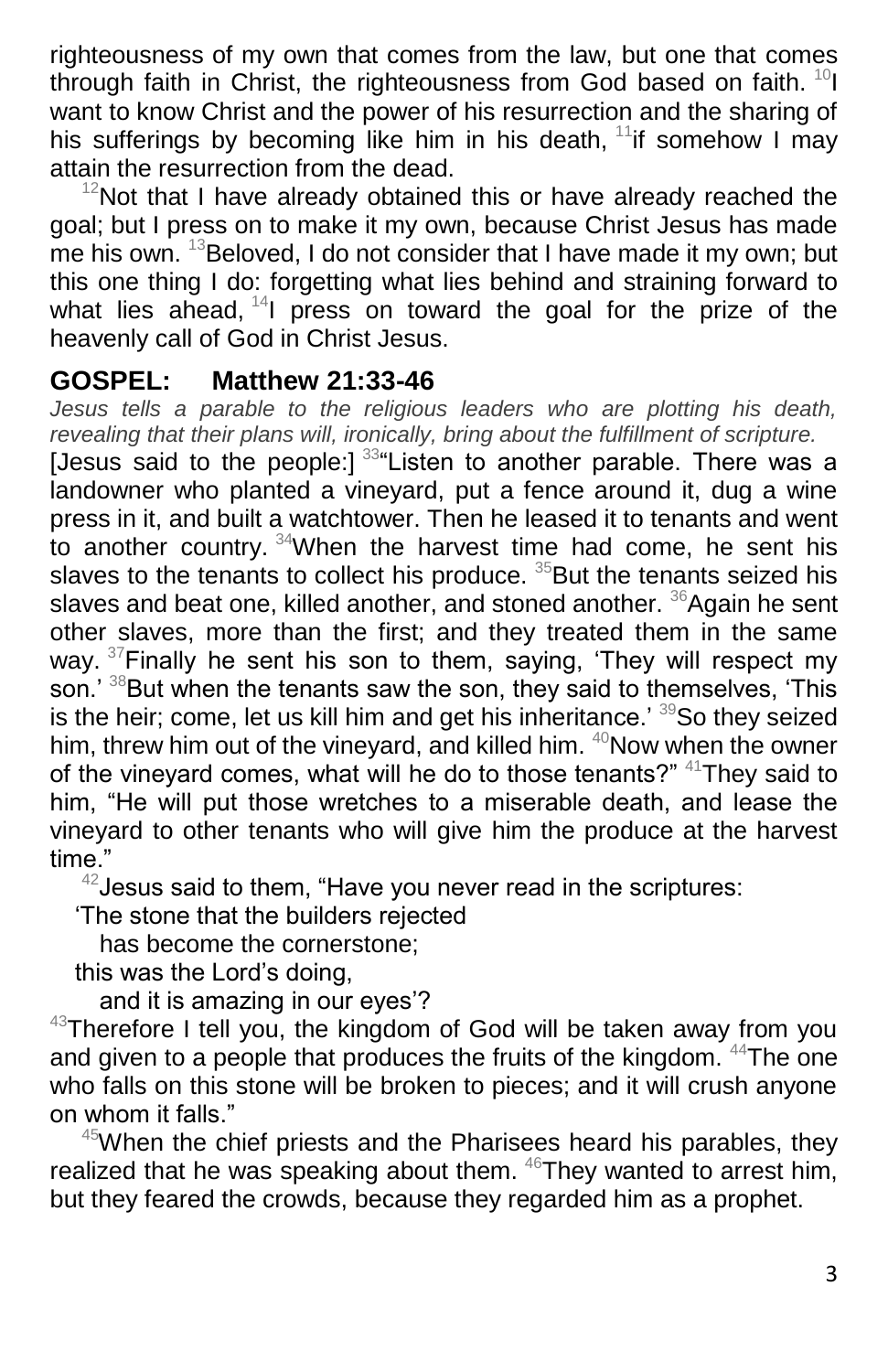righteousness of my own that comes from the law, but one that comes through faith in Christ, the righteousness from God based on faith. [10]I want to know Christ and the power of his resurrection and the sharing of his sufferings by becoming like him in his death, [11]if somehow I may attain the resurrection from the dead.

[12]Not that I have already obtained this or have already reached the goal; but I press on to make it my own, because Christ Jesus has made me his own. [13]Beloved, I do not consider that I have made it my own; but this one thing I do: forgetting what lies behind and straining forward to what lies ahead, [14]I press on toward the goal for the prize of the heavenly call of God in Christ Jesus.

## GOSPEL: Matthew 21:33-46

*Jesus tells a parable to the religious leaders who are plotting his death, revealing that their plans will, ironically, bring about the fulfillment of scripture.*

[Jesus said to the people:] [33]"Listen to another parable. There was a landowner who planted a vineyard, put a fence around it, dug a wine press in it, and built a watchtower. Then he leased it to tenants and went to another country. [34]When the harvest time had come, he sent his slaves to the tenants to collect his produce. [35]But the tenants seized his slaves and beat one, killed another, and stoned another. [36]Again he sent other slaves, more than the first; and they treated them in the same way. [37]Finally he sent his son to them, saying, 'They will respect my son.' [38]But when the tenants saw the son, they said to themselves, 'This is the heir; come, let us kill him and get his inheritance.' [39]So they seized him, threw him out of the vineyard, and killed him. [40]Now when the owner of the vineyard comes, what will he do to those tenants?" [41]They said to him, "He will put those wretches to a miserable death, and lease the vineyard to other tenants who will give him the produce at the harvest time."

[42]Jesus said to them, "Have you never read in the scriptures:

'The stone that the builders rejected
has become the cornerstone;
this was the Lord's doing,
and it is amazing in our eyes'?

[43]Therefore I tell you, the kingdom of God will be taken away from you and given to a people that produces the fruits of the kingdom. [44]The one who falls on this stone will be broken to pieces; and it will crush anyone on whom it falls."

[45]When the chief priests and the Pharisees heard his parables, they realized that he was speaking about them. [46]They wanted to arrest him, but they feared the crowds, because they regarded him as a prophet.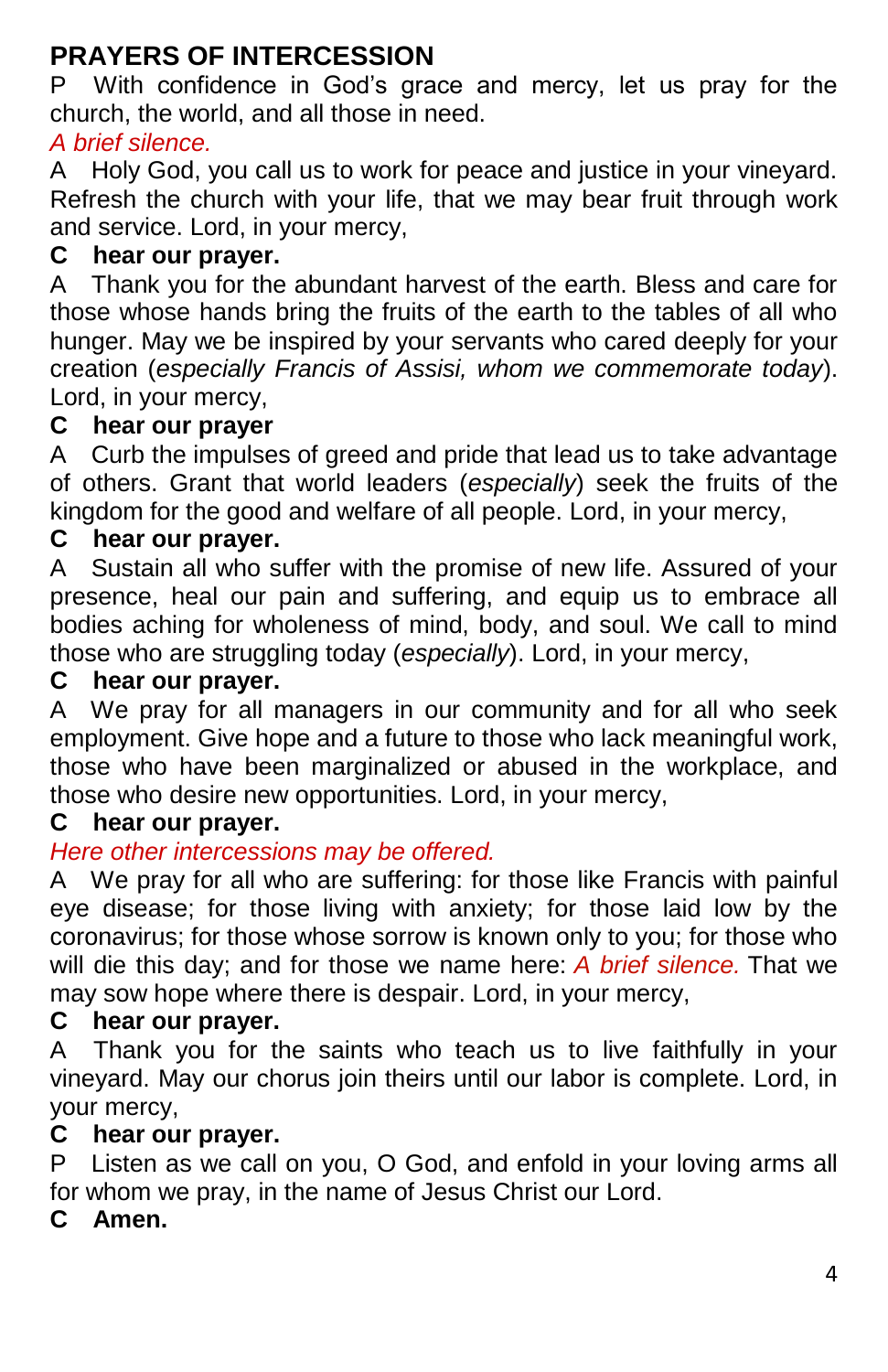## PRAYERS OF INTERCESSION

P With confidence in God's grace and mercy, let us pray for the church, the world, and all those in need.

*A brief silence.*

A Holy God, you call us to work for peace and justice in your vineyard. Refresh the church with your life, that we may bear fruit through work and service. Lord, in your mercy,

**C hear our prayer.**

A Thank you for the abundant harvest of the earth. Bless and care for those whose hands bring the fruits of the earth to the tables of all who hunger. May we be inspired by your servants who cared deeply for your creation (*especially Francis of Assisi, whom we commemorate today*). Lord, in your mercy,

**C hear our prayer**

A Curb the impulses of greed and pride that lead us to take advantage of others. Grant that world leaders (*especially*) seek the fruits of the kingdom for the good and welfare of all people. Lord, in your mercy,

**C hear our prayer.**

A Sustain all who suffer with the promise of new life. Assured of your presence, heal our pain and suffering, and equip us to embrace all bodies aching for wholeness of mind, body, and soul. We call to mind those who are struggling today (*especially*). Lord, in your mercy,

**C hear our prayer.**

A We pray for all managers in our community and for all who seek employment. Give hope and a future to those who lack meaningful work, those who have been marginalized or abused in the workplace, and those who desire new opportunities. Lord, in your mercy,

**C hear our prayer.**

*Here other intercessions may be offered.*

A We pray for all who are suffering: for those like Francis with painful eye disease; for those living with anxiety; for those laid low by the coronavirus; for those whose sorrow is known only to you; for those who will die this day; and for those we name here: *A brief silence.* That we may sow hope where there is despair. Lord, in your mercy,

**C hear our prayer.**

A Thank you for the saints who teach us to live faithfully in your vineyard. May our chorus join theirs until our labor is complete. Lord, in your mercy,

**C hear our prayer.**

P Listen as we call on you, O God, and enfold in your loving arms all for whom we pray, in the name of Jesus Christ our Lord.

**C Amen.**